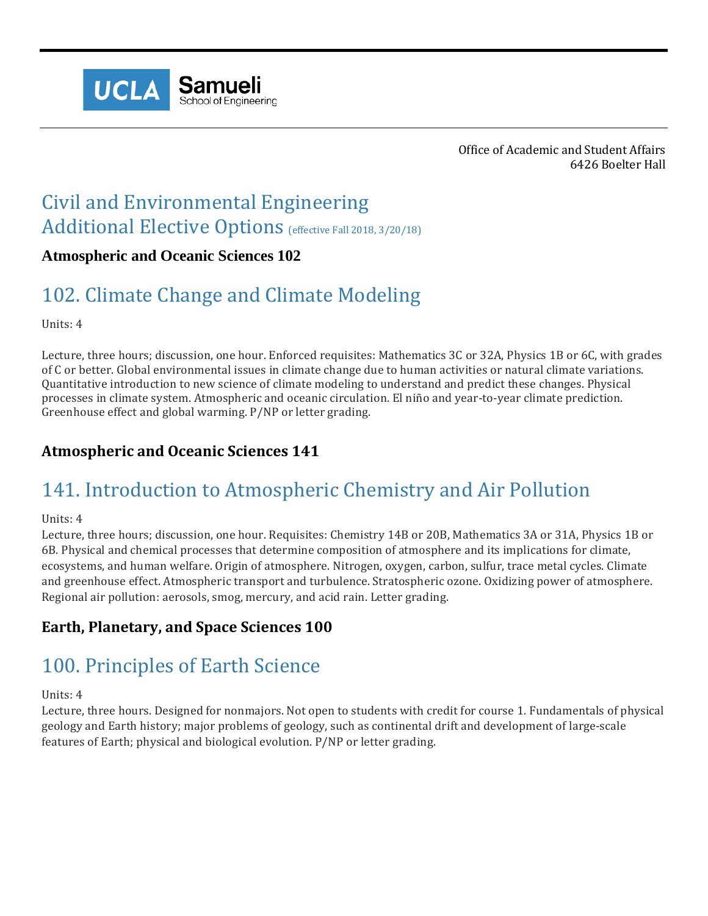UCLA Samueli School of Engineering

Office of Academic and Student Affairs
6426 Boelter Hall

# Civil and Environmental Engineering Additional Elective Options (effective Fall 2018, 3/20/18)

**Atmospheric and Oceanic Sciences 102**

## 102. Climate Change and Climate Modeling

Units: 4

Lecture, three hours; discussion, one hour. Enforced requisites: Mathematics 3C or 32A, Physics 1B or 6C, with grades of C or better. Global environmental issues in climate change due to human activities or natural climate variations. Quantitative introduction to new science of climate modeling to understand and predict these changes. Physical processes in climate system. Atmospheric and oceanic circulation. El niño and year-to-year climate prediction. Greenhouse effect and global warming. P/NP or letter grading.

**Atmospheric and Oceanic Sciences 141**

## 141. Introduction to Atmospheric Chemistry and Air Pollution

Units: 4

Lecture, three hours; discussion, one hour. Requisites: Chemistry 14B or 20B, Mathematics 3A or 31A, Physics 1B or 6B. Physical and chemical processes that determine composition of atmosphere and its implications for climate, ecosystems, and human welfare. Origin of atmosphere. Nitrogen, oxygen, carbon, sulfur, trace metal cycles. Climate and greenhouse effect. Atmospheric transport and turbulence. Stratospheric ozone. Oxidizing power of atmosphere. Regional air pollution: aerosols, smog, mercury, and acid rain. Letter grading.

**Earth, Planetary, and Space Sciences 100**

## 100. Principles of Earth Science

Units: 4

Lecture, three hours. Designed for nonmajors. Not open to students with credit for course 1. Fundamentals of physical geology and Earth history; major problems of geology, such as continental drift and development of large-scale features of Earth; physical and biological evolution. P/NP or letter grading.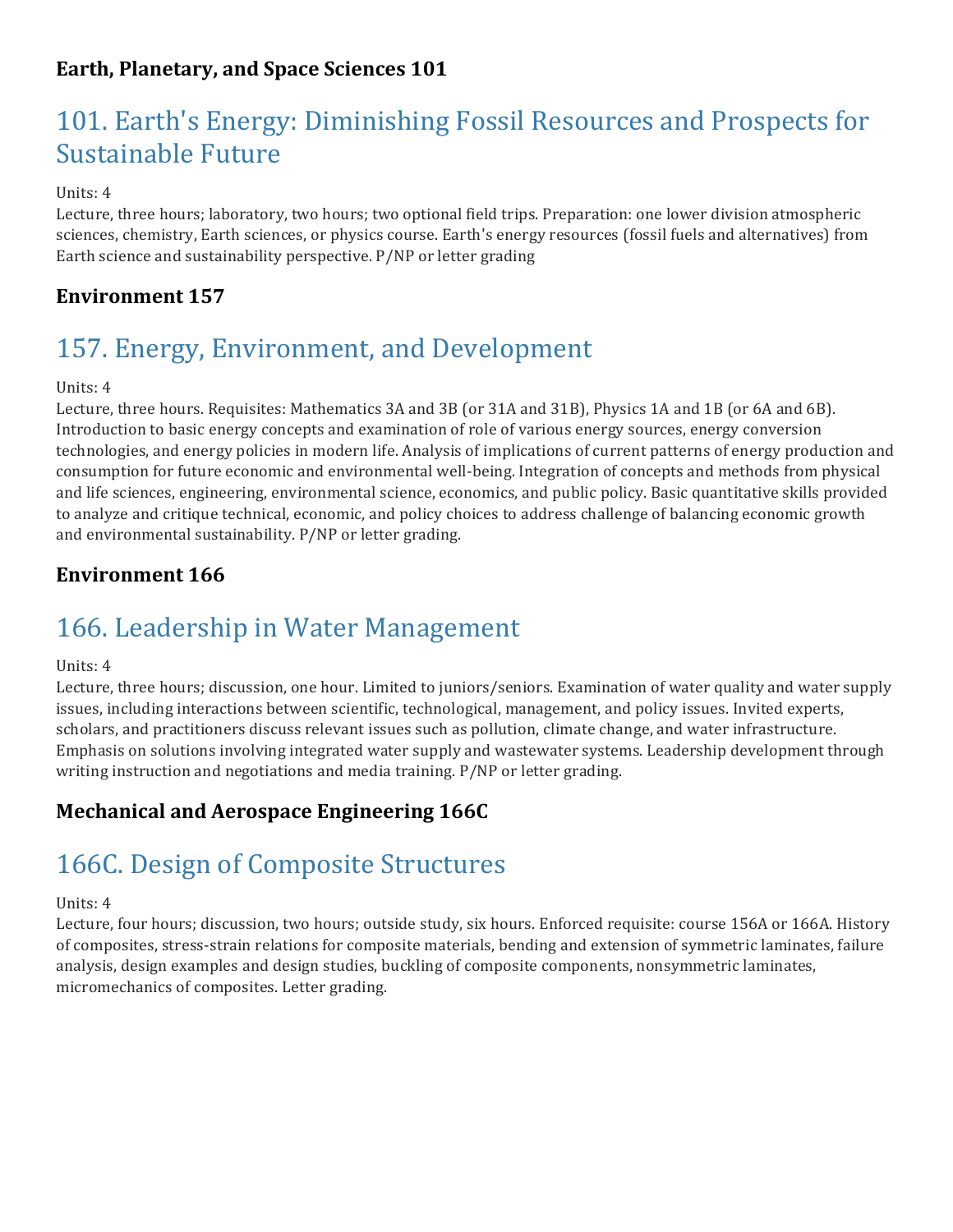### Earth, Planetary, and Space Sciences 101

## 101. Earth's Energy: Diminishing Fossil Resources and Prospects for Sustainable Future

Units: 4
Lecture, three hours; laboratory, two hours; two optional field trips. Preparation: one lower division atmospheric sciences, chemistry, Earth sciences, or physics course. Earth's energy resources (fossil fuels and alternatives) from Earth science and sustainability perspective. P/NP or letter grading

### Environment 157

## 157. Energy, Environment, and Development

Units: 4
Lecture, three hours. Requisites: Mathematics 3A and 3B (or 31A and 31B), Physics 1A and 1B (or 6A and 6B). Introduction to basic energy concepts and examination of role of various energy sources, energy conversion technologies, and energy policies in modern life. Analysis of implications of current patterns of energy production and consumption for future economic and environmental well-being. Integration of concepts and methods from physical and life sciences, engineering, environmental science, economics, and public policy. Basic quantitative skills provided to analyze and critique technical, economic, and policy choices to address challenge of balancing economic growth and environmental sustainability. P/NP or letter grading.

### Environment 166

## 166. Leadership in Water Management

Units: 4
Lecture, three hours; discussion, one hour. Limited to juniors/seniors. Examination of water quality and water supply issues, including interactions between scientific, technological, management, and policy issues. Invited experts, scholars, and practitioners discuss relevant issues such as pollution, climate change, and water infrastructure. Emphasis on solutions involving integrated water supply and wastewater systems. Leadership development through writing instruction and negotiations and media training. P/NP or letter grading.

### Mechanical and Aerospace Engineering 166C

## 166C. Design of Composite Structures

Units: 4
Lecture, four hours; discussion, two hours; outside study, six hours. Enforced requisite: course 156A or 166A. History of composites, stress-strain relations for composite materials, bending and extension of symmetric laminates, failure analysis, design examples and design studies, buckling of composite components, nonsymmetric laminates, micromechanics of composites. Letter grading.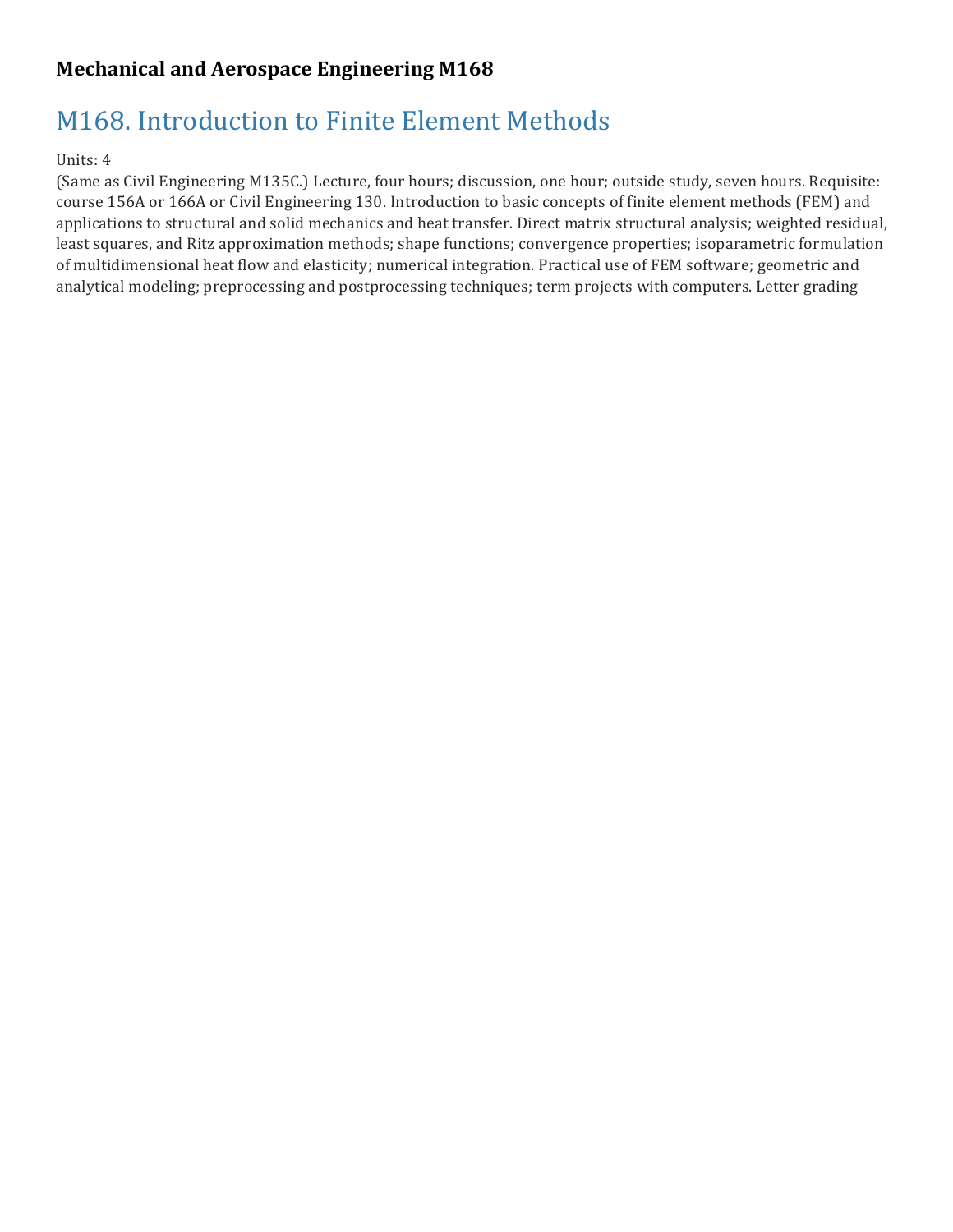**Mechanical and Aerospace Engineering M168**

# M168. Introduction to Finite Element Methods

Units: 4

(Same as Civil Engineering M135C.) Lecture, four hours; discussion, one hour; outside study, seven hours. Requisite: course 156A or 166A or Civil Engineering 130. Introduction to basic concepts of finite element methods (FEM) and applications to structural and solid mechanics and heat transfer. Direct matrix structural analysis; weighted residual, least squares, and Ritz approximation methods; shape functions; convergence properties; isoparametric formulation of multidimensional heat flow and elasticity; numerical integration. Practical use of FEM software; geometric and analytical modeling; preprocessing and postprocessing techniques; term projects with computers. Letter grading